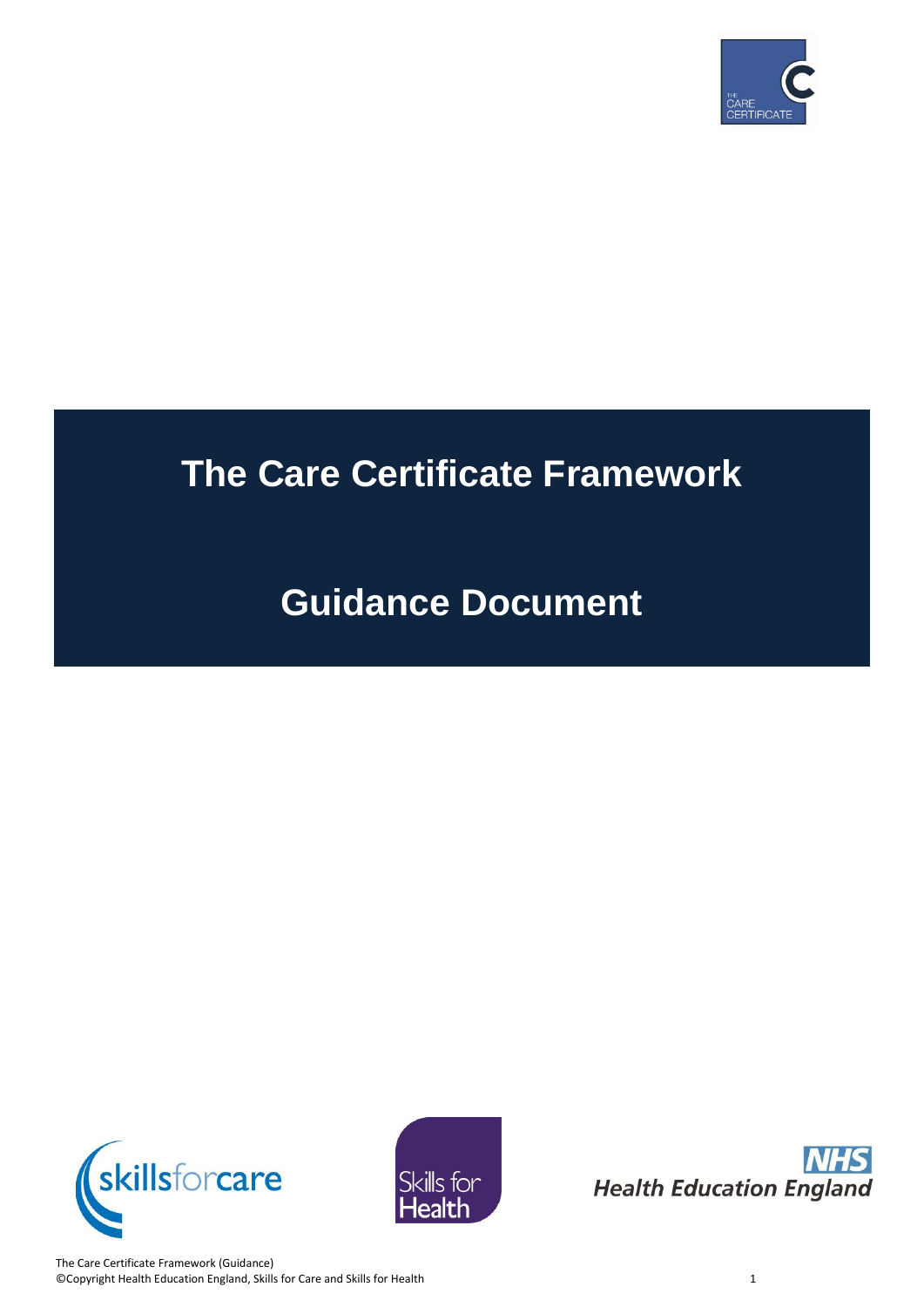# The Care Certificate Framework

## Guidance Document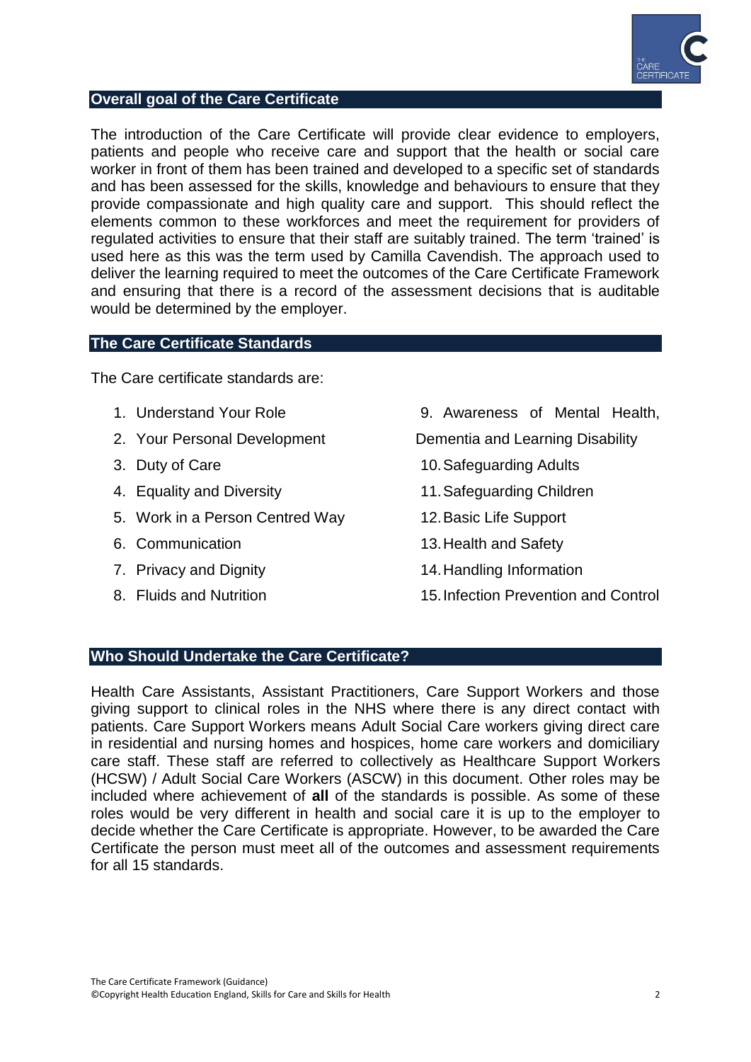## Overall goal of the Care Certificate

The introduction of the Care Certificate will provide clear evidence to employers, patients and people who receive care and support that the health or social care worker in front of them has been trained and developed to a specific set of standards and has been assessed for the skills, knowledge and behaviours to ensure that they provide compassionate and high quality care and support. This should reflect the elements common to these workforces and meet the requirement for providers of regulated activities to ensure that their staff are suitably trained. The term 'trained' is used here as this was the term used by Camilla Cavendish. The approach used to deliver the learning required to meet the outcomes of the Care Certificate Framework and ensuring that there is a record of the assessment decisions that is auditable would be determined by the employer.

## The Care Certificate Standards

The Care certificate standards are:

1. Understand Your Role
2. Your Personal Development
3. Duty of Care
4. Equality and Diversity
5. Work in a Person Centred Way
6. Communication
7. Privacy and Dignity
8. Fluids and Nutrition
9. Awareness of Mental Health, Dementia and Learning Disability
10. Safeguarding Adults
11. Safeguarding Children
12. Basic Life Support
13. Health and Safety
14. Handling Information
15. Infection Prevention and Control

## Who Should Undertake the Care Certificate?

Health Care Assistants, Assistant Practitioners, Care Support Workers and those giving support to clinical roles in the NHS where there is any direct contact with patients. Care Support Workers means Adult Social Care workers giving direct care in residential and nursing homes and hospices, home care workers and domiciliary care staff. These staff are referred to collectively as Healthcare Support Workers (HCSW) / Adult Social Care Workers (ASCW) in this document. Other roles may be included where achievement of **all** of the standards is possible. As some of these roles would be very different in health and social care it is up to the employer to decide whether the Care Certificate is appropriate. However, to be awarded the Care Certificate the person must meet all of the outcomes and assessment requirements for all 15 standards.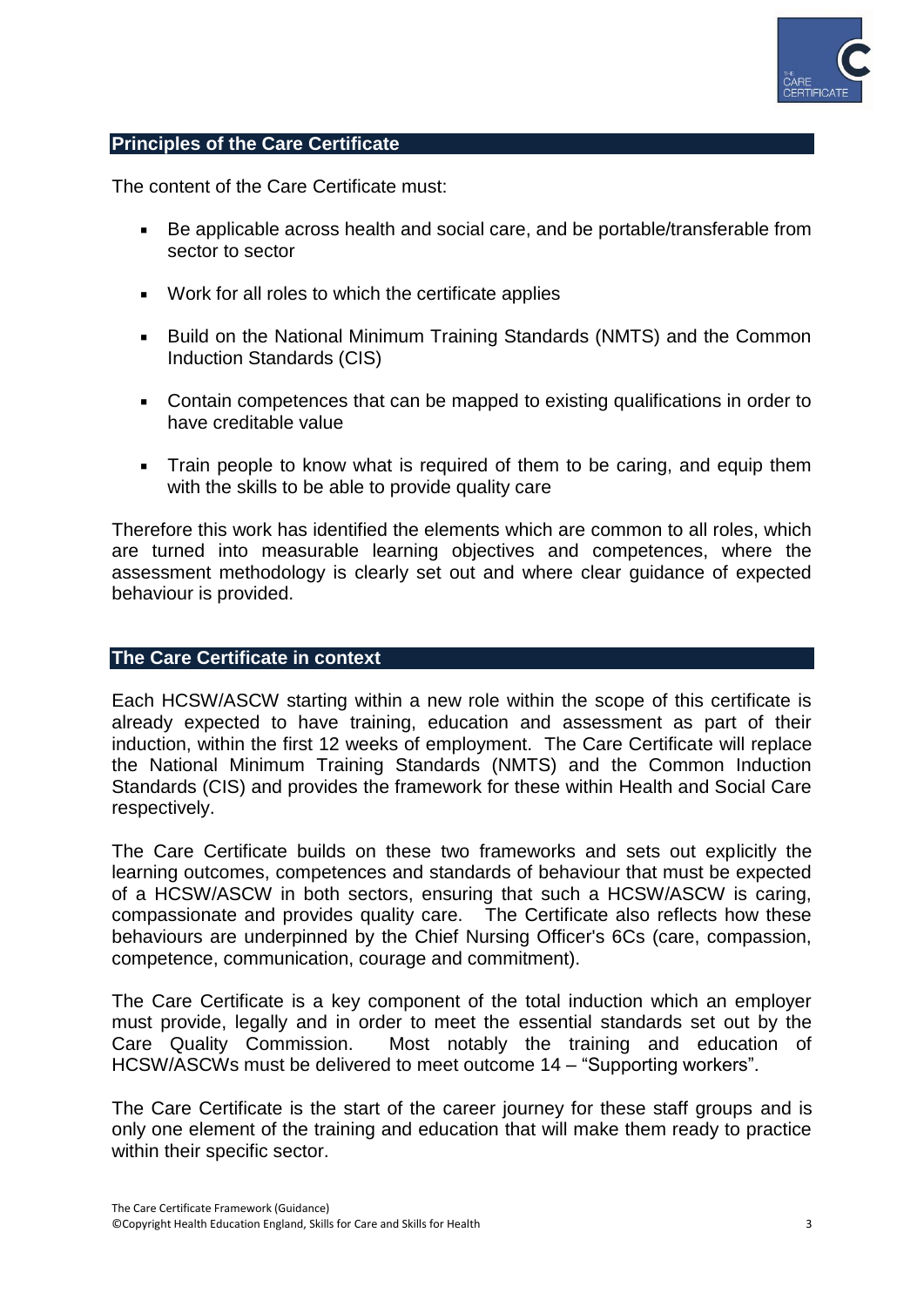## Principles of the Care Certificate

The content of the Care Certificate must:

- Be applicable across health and social care, and be portable/transferable from sector to sector
- Work for all roles to which the certificate applies
- Build on the National Minimum Training Standards (NMTS) and the Common Induction Standards (CIS)
- Contain competences that can be mapped to existing qualifications in order to have creditable value
- Train people to know what is required of them to be caring, and equip them with the skills to be able to provide quality care

Therefore this work has identified the elements which are common to all roles, which are turned into measurable learning objectives and competences, where the assessment methodology is clearly set out and where clear guidance of expected behaviour is provided.

## The Care Certificate in context

Each HCSW/ASCW starting within a new role within the scope of this certificate is already expected to have training, education and assessment as part of their induction, within the first 12 weeks of employment. The Care Certificate will replace the National Minimum Training Standards (NMTS) and the Common Induction Standards (CIS) and provides the framework for these within Health and Social Care respectively.

The Care Certificate builds on these two frameworks and sets out explicitly the learning outcomes, competences and standards of behaviour that must be expected of a HCSW/ASCW in both sectors, ensuring that such a HCSW/ASCW is caring, compassionate and provides quality care. The Certificate also reflects how these behaviours are underpinned by the Chief Nursing Officer's 6Cs (care, compassion, competence, communication, courage and commitment).

The Care Certificate is a key component of the total induction which an employer must provide, legally and in order to meet the essential standards set out by the Care Quality Commission. Most notably the training and education of HCSW/ASCWs must be delivered to meet outcome 14 – "Supporting workers".

The Care Certificate is the start of the career journey for these staff groups and is only one element of the training and education that will make them ready to practice within their specific sector.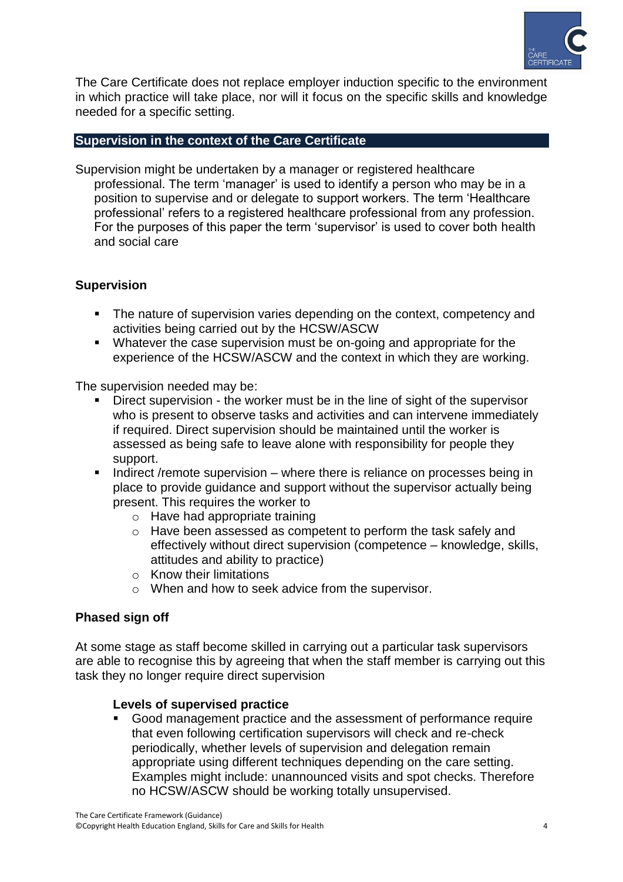The Care Certificate does not replace employer induction specific to the environment in which practice will take place, nor will it focus on the specific skills and knowledge needed for a specific setting.

## Supervision in the context of the Care Certificate

Supervision might be undertaken by a manager or registered healthcare professional. The term 'manager' is used to identify a person who may be in a position to supervise and or delegate to support workers. The term 'Healthcare professional' refers to a registered healthcare professional from any profession. For the purposes of this paper the term 'supervisor' is used to cover both health and social care

### Supervision

- The nature of supervision varies depending on the context, competency and activities being carried out by the HCSW/ASCW
- Whatever the case supervision must be on-going and appropriate for the experience of the HCSW/ASCW and the context in which they are working.

The supervision needed may be:

- Direct supervision - the worker must be in the line of sight of the supervisor who is present to observe tasks and activities and can intervene immediately if required. Direct supervision should be maintained until the worker is assessed as being safe to leave alone with responsibility for people they support.
- Indirect /remote supervision – where there is reliance on processes being in place to provide guidance and support without the supervisor actually being present. This requires the worker to
  - Have had appropriate training
  - Have been assessed as competent to perform the task safely and effectively without direct supervision (competence – knowledge, skills, attitudes and ability to practice)
  - Know their limitations
  - When and how to seek advice from the supervisor.

### Phased sign off

At some stage as staff become skilled in carrying out a particular task supervisors are able to recognise this by agreeing that when the staff member is carrying out this task they no longer require direct supervision

#### Levels of supervised practice

- Good management practice and the assessment of performance require that even following certification supervisors will check and re-check periodically, whether levels of supervision and delegation remain appropriate using different techniques depending on the care setting. Examples might include: unannounced visits and spot checks. Therefore no HCSW/ASCW should be working totally unsupervised.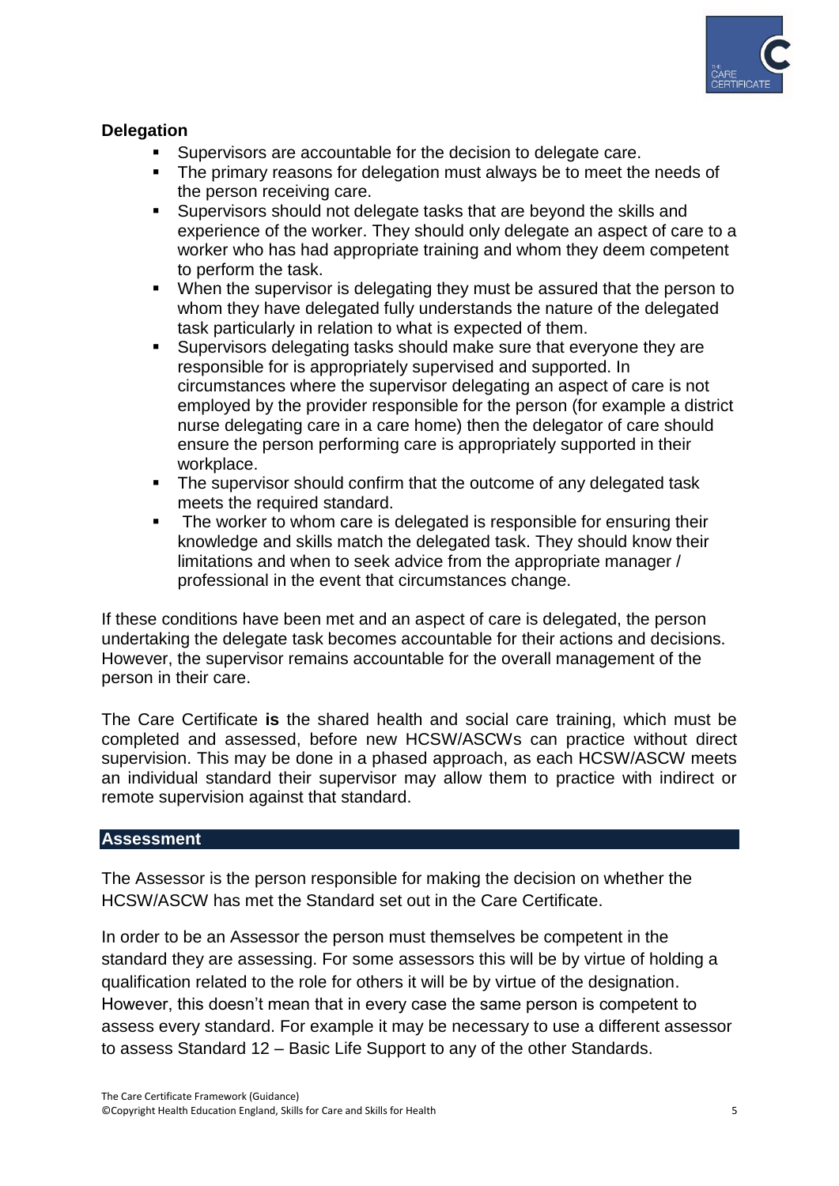### Delegation

- Supervisors are accountable for the decision to delegate care.
- The primary reasons for delegation must always be to meet the needs of the person receiving care.
- Supervisors should not delegate tasks that are beyond the skills and experience of the worker. They should only delegate an aspect of care to a worker who has had appropriate training and whom they deem competent to perform the task.
- When the supervisor is delegating they must be assured that the person to whom they have delegated fully understands the nature of the delegated task particularly in relation to what is expected of them.
- Supervisors delegating tasks should make sure that everyone they are responsible for is appropriately supervised and supported. In circumstances where the supervisor delegating an aspect of care is not employed by the provider responsible for the person (for example a district nurse delegating care in a care home) then the delegator of care should ensure the person performing care is appropriately supported in their workplace.
- The supervisor should confirm that the outcome of any delegated task meets the required standard.
- The worker to whom care is delegated is responsible for ensuring their knowledge and skills match the delegated task. They should know their limitations and when to seek advice from the appropriate manager / professional in the event that circumstances change.

If these conditions have been met and an aspect of care is delegated, the person undertaking the delegate task becomes accountable for their actions and decisions. However, the supervisor remains accountable for the overall management of the person in their care.

The Care Certificate **is** the shared health and social care training, which must be completed and assessed, before new HCSW/ASCWs can practice without direct supervision. This may be done in a phased approach, as each HCSW/ASCW meets an individual standard their supervisor may allow them to practice with indirect or remote supervision against that standard.

## Assessment

The Assessor is the person responsible for making the decision on whether the HCSW/ASCW has met the Standard set out in the Care Certificate.

In order to be an Assessor the person must themselves be competent in the standard they are assessing. For some assessors this will be by virtue of holding a qualification related to the role for others it will be by virtue of the designation. However, this doesn't mean that in every case the same person is competent to assess every standard. For example it may be necessary to use a different assessor to assess Standard 12 – Basic Life Support to any of the other Standards.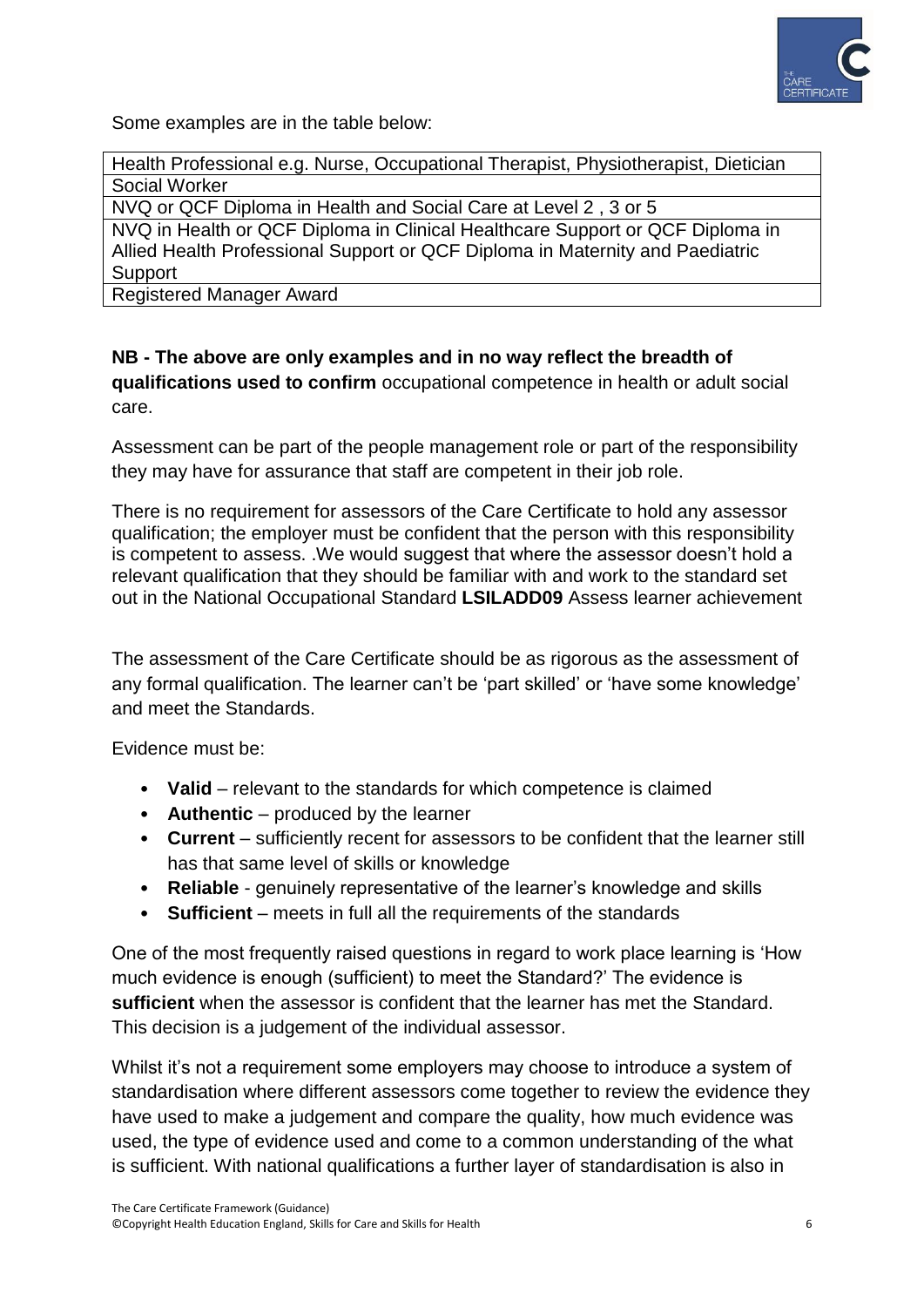Some examples are in the table below:

| Health Professional e.g. Nurse, Occupational Therapist, Physiotherapist, Dietician |
| --- |
| Social Worker |
| NVQ or QCF Diploma in Health and Social Care at Level 2 , 3 or 5 |
| NVQ in Health or QCF Diploma in Clinical Healthcare Support or QCF Diploma in Allied Health Professional Support or QCF Diploma in Maternity and Paediatric Support |
| Registered Manager Award |

**NB - The above are only examples and in no way reflect the breadth of qualifications used to confirm** occupational competence in health or adult social care.

Assessment can be part of the people management role or part of the responsibility they may have for assurance that staff are competent in their job role.

There is no requirement for assessors of the Care Certificate to hold any assessor qualification; the employer must be confident that the person with this responsibility is competent to assess. .We would suggest that where the assessor doesn't hold a relevant qualification that they should be familiar with and work to the standard set out in the National Occupational Standard **LSILADD09** Assess learner achievement

The assessment of the Care Certificate should be as rigorous as the assessment of any formal qualification. The learner can't be 'part skilled' or 'have some knowledge' and meet the Standards.

Evidence must be:

- **Valid** – relevant to the standards for which competence is claimed
- **Authentic** – produced by the learner
- **Current** – sufficiently recent for assessors to be confident that the learner still has that same level of skills or knowledge
- **Reliable** - genuinely representative of the learner's knowledge and skills
- **Sufficient** – meets in full all the requirements of the standards

One of the most frequently raised questions in regard to work place learning is 'How much evidence is enough (sufficient) to meet the Standard?' The evidence is **sufficient** when the assessor is confident that the learner has met the Standard. This decision is a judgement of the individual assessor.

Whilst it's not a requirement some employers may choose to introduce a system of standardisation where different assessors come together to review the evidence they have used to make a judgement and compare the quality, how much evidence was used, the type of evidence used and come to a common understanding of the what is sufficient. With national qualifications a further layer of standardisation is also in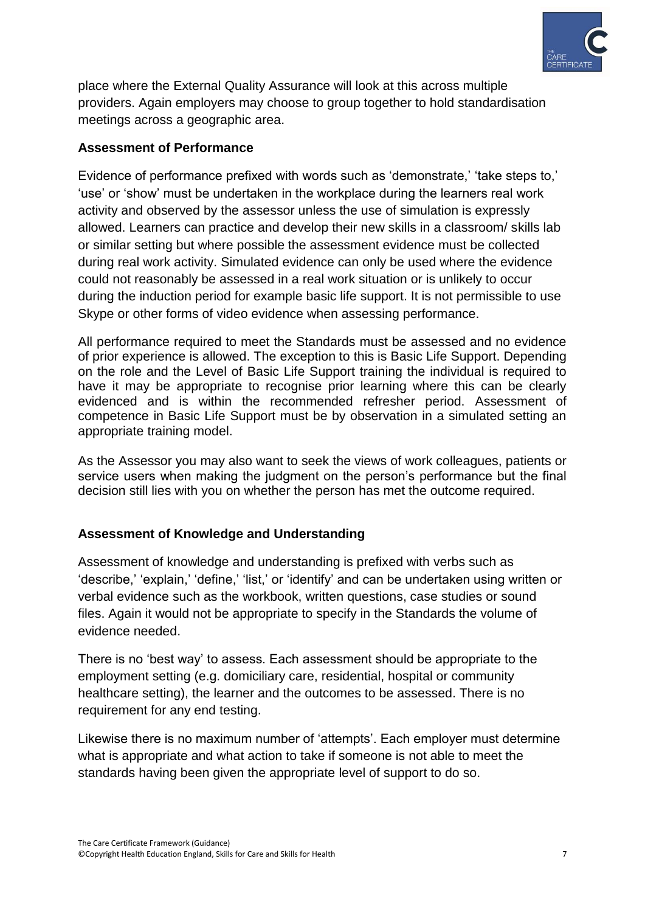place where the External Quality Assurance will look at this across multiple providers. Again employers may choose to group together to hold standardisation meetings across a geographic area.

**Assessment of Performance**

Evidence of performance prefixed with words such as 'demonstrate,' 'take steps to,' 'use' or 'show' must be undertaken in the workplace during the learners real work activity and observed by the assessor unless the use of simulation is expressly allowed. Learners can practice and develop their new skills in a classroom/ skills lab or similar setting but where possible the assessment evidence must be collected during real work activity. Simulated evidence can only be used where the evidence could not reasonably be assessed in a real work situation or is unlikely to occur during the induction period for example basic life support. It is not permissible to use Skype or other forms of video evidence when assessing performance.

All performance required to meet the Standards must be assessed and no evidence of prior experience is allowed. The exception to this is Basic Life Support. Depending on the role and the Level of Basic Life Support training the individual is required to have it may be appropriate to recognise prior learning where this can be clearly evidenced and is within the recommended refresher period. Assessment of competence in Basic Life Support must be by observation in a simulated setting an appropriate training model.

As the Assessor you may also want to seek the views of work colleagues, patients or service users when making the judgment on the person's performance but the final decision still lies with you on whether the person has met the outcome required.

**Assessment of Knowledge and Understanding**

Assessment of knowledge and understanding is prefixed with verbs such as 'describe,' 'explain,' 'define,' 'list,' or 'identify' and can be undertaken using written or verbal evidence such as the workbook, written questions, case studies or sound files. Again it would not be appropriate to specify in the Standards the volume of evidence needed.

There is no 'best way' to assess. Each assessment should be appropriate to the employment setting (e.g. domiciliary care, residential, hospital or community healthcare setting), the learner and the outcomes to be assessed. There is no requirement for any end testing.

Likewise there is no maximum number of 'attempts'. Each employer must determine what is appropriate and what action to take if someone is not able to meet the standards having been given the appropriate level of support to do so.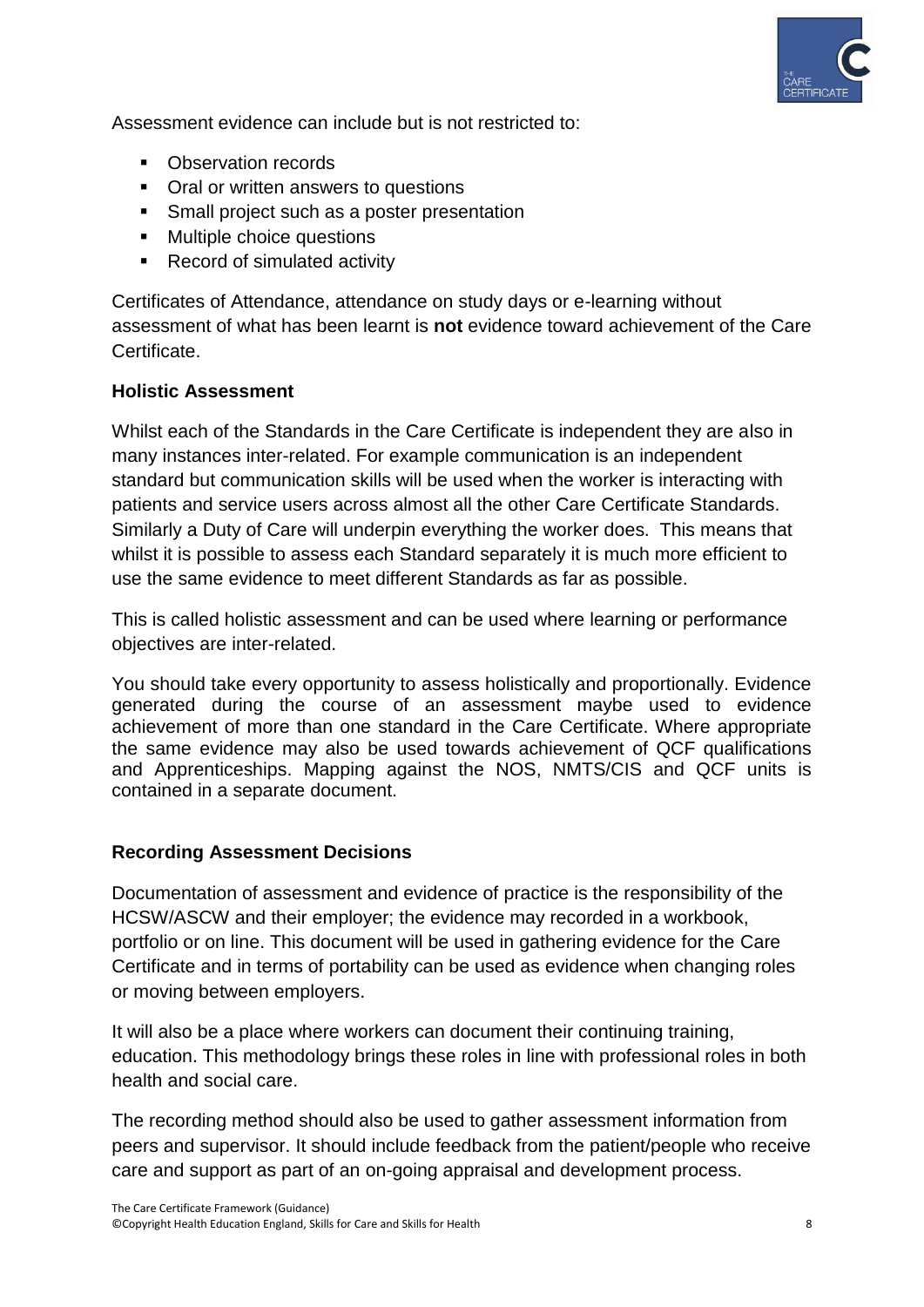Assessment evidence can include but is not restricted to:

- Observation records
- Oral or written answers to questions
- Small project such as a poster presentation
- Multiple choice questions
- Record of simulated activity

Certificates of Attendance, attendance on study days or e-learning without assessment of what has been learnt is **not** evidence toward achievement of the Care Certificate.

**Holistic Assessment**

Whilst each of the Standards in the Care Certificate is independent they are also in many instances inter-related. For example communication is an independent standard but communication skills will be used when the worker is interacting with patients and service users across almost all the other Care Certificate Standards. Similarly a Duty of Care will underpin everything the worker does. This means that whilst it is possible to assess each Standard separately it is much more efficient to use the same evidence to meet different Standards as far as possible.

This is called holistic assessment and can be used where learning or performance objectives are inter-related.

You should take every opportunity to assess holistically and proportionally. Evidence generated during the course of an assessment maybe used to evidence achievement of more than one standard in the Care Certificate. Where appropriate the same evidence may also be used towards achievement of QCF qualifications and Apprenticeships. Mapping against the NOS, NMTS/CIS and QCF units is contained in a separate document.

**Recording Assessment Decisions**

Documentation of assessment and evidence of practice is the responsibility of the HCSW/ASCW and their employer; the evidence may recorded in a workbook, portfolio or on line. This document will be used in gathering evidence for the Care Certificate and in terms of portability can be used as evidence when changing roles or moving between employers.

It will also be a place where workers can document their continuing training, education. This methodology brings these roles in line with professional roles in both health and social care.

The recording method should also be used to gather assessment information from peers and supervisor. It should include feedback from the patient/people who receive care and support as part of an on-going appraisal and development process.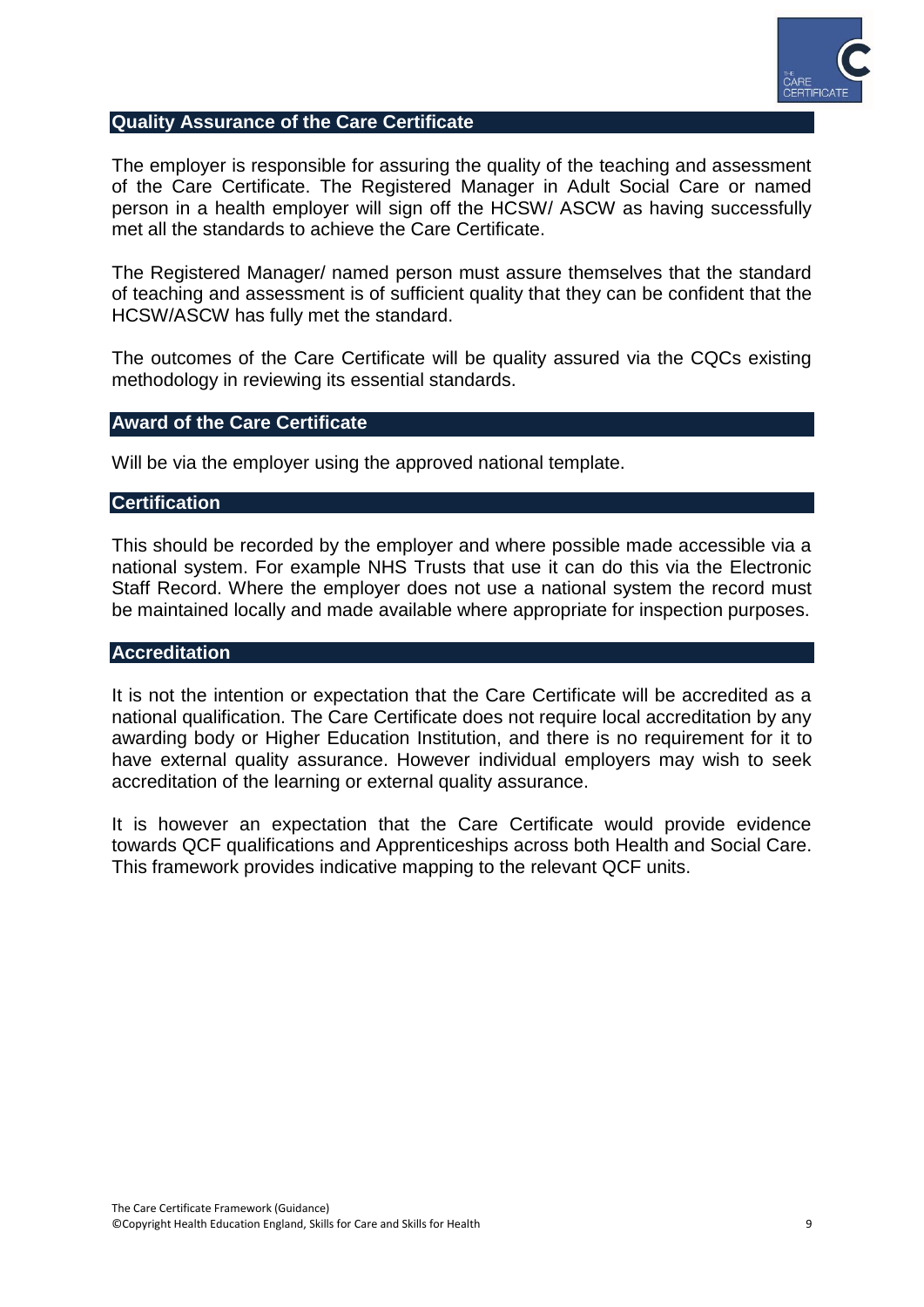## Quality Assurance of the Care Certificate

The employer is responsible for assuring the quality of the teaching and assessment of the Care Certificate. The Registered Manager in Adult Social Care or named person in a health employer will sign off the HCSW/ ASCW as having successfully met all the standards to achieve the Care Certificate.

The Registered Manager/ named person must assure themselves that the standard of teaching and assessment is of sufficient quality that they can be confident that the HCSW/ASCW has fully met the standard.

The outcomes of the Care Certificate will be quality assured via the CQCs existing methodology in reviewing its essential standards.

## Award of the Care Certificate

Will be via the employer using the approved national template.

## Certification

This should be recorded by the employer and where possible made accessible via a national system. For example NHS Trusts that use it can do this via the Electronic Staff Record. Where the employer does not use a national system the record must be maintained locally and made available where appropriate for inspection purposes.

## Accreditation

It is not the intention or expectation that the Care Certificate will be accredited as a national qualification. The Care Certificate does not require local accreditation by any awarding body or Higher Education Institution, and there is no requirement for it to have external quality assurance. However individual employers may wish to seek accreditation of the learning or external quality assurance.

It is however an expectation that the Care Certificate would provide evidence towards QCF qualifications and Apprenticeships across both Health and Social Care. This framework provides indicative mapping to the relevant QCF units.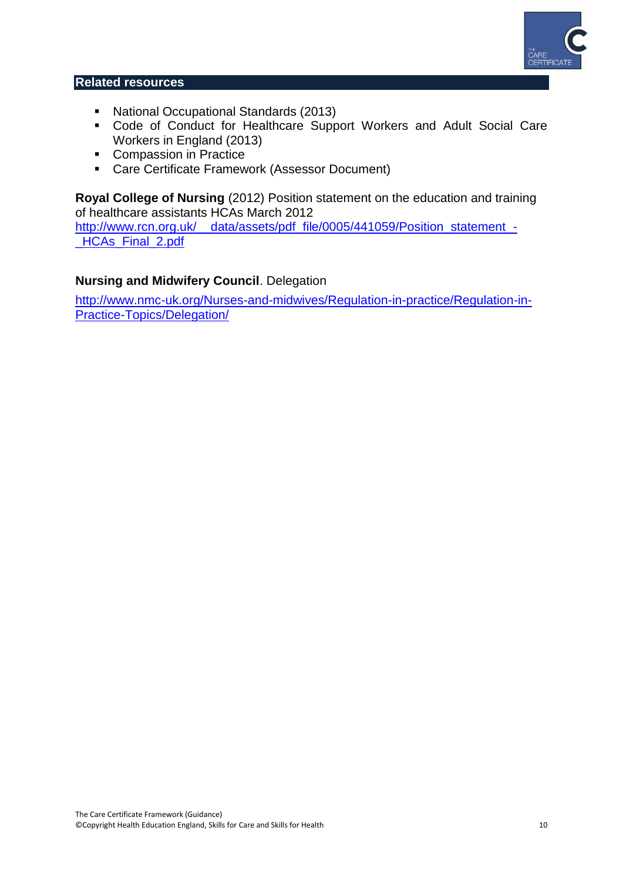## Related resources

- National Occupational Standards (2013)
- Code of Conduct for Healthcare Support Workers and Adult Social Care Workers in England (2013)
- Compassion in Practice
- Care Certificate Framework (Assessor Document)

**Royal College of Nursing** (2012) Position statement on the education and training of healthcare assistants HCAs March 2012
http://www.rcn.org.uk/__data/assets/pdf_file/0005/441059/Position_statement_-_HCAs_Final_2.pdf

**Nursing and Midwifery Council**. Delegation

http://www.nmc-uk.org/Nurses-and-midwives/Regulation-in-practice/Regulation-in-Practice-Topics/Delegation/